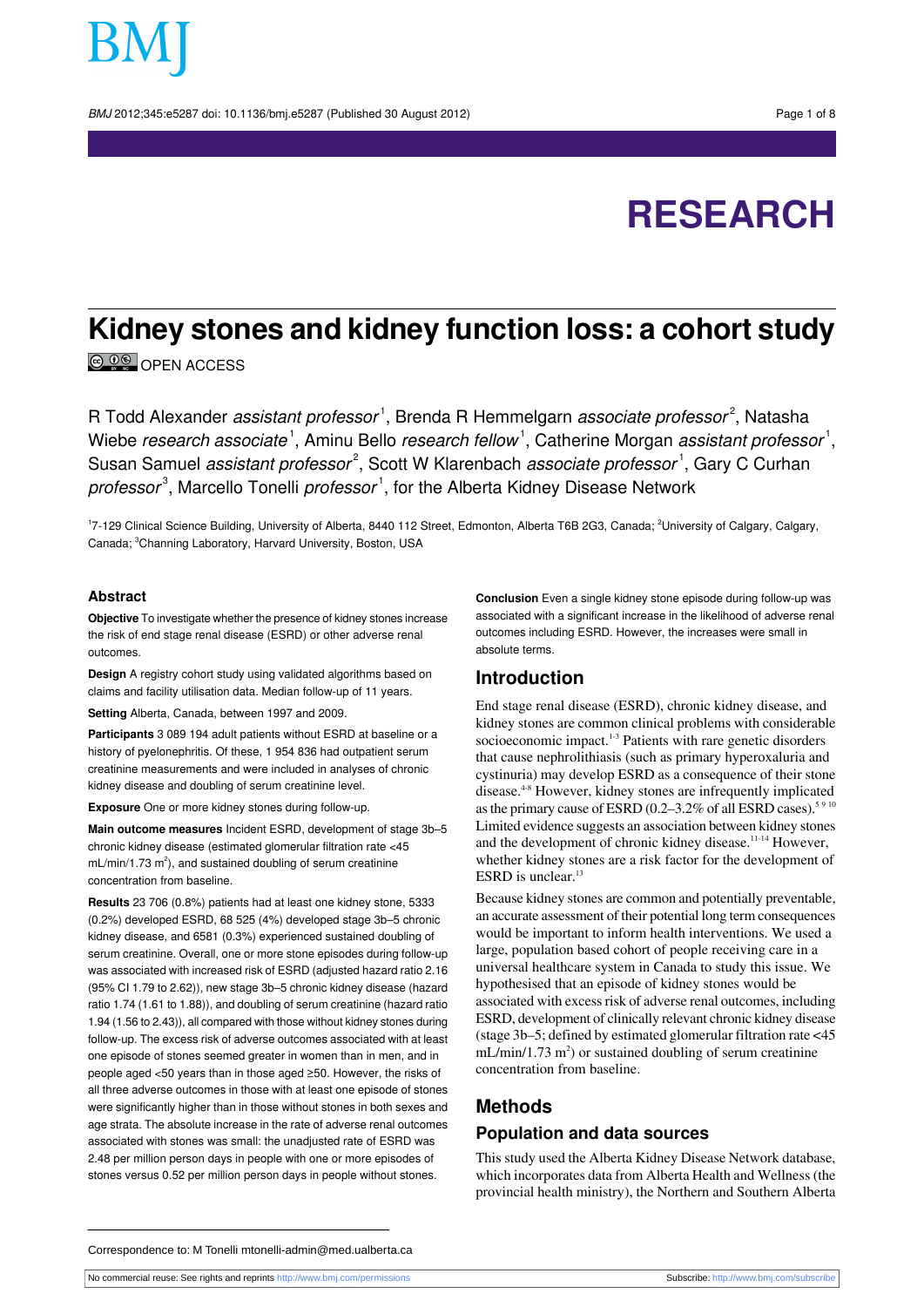# Kidney stones and kidney function loss: a cohort study

OPEN ACCESS

R Todd Alexander *assistant professor*[1], Brenda R Hemmelgarn *associate professor*[2], Natasha Wiebe *research associate*[1], Aminu Bello *research fellow*[1], Catherine Morgan *assistant professor*[1], Susan Samuel *assistant professor*[2], Scott W Klarenbach *associate professor*[1], Gary C Curhan *professor*[3], Marcello Tonelli *professor*[1], for the Alberta Kidney Disease Network

[1]7-129 Clinical Science Building, University of Alberta, 8440 112 Street, Edmonton, Alberta T6B 2G3, Canada; [2]University of Calgary, Calgary, Canada; [3]Channing Laboratory, Harvard University, Boston, USA

## Abstract

**Objective** To investigate whether the presence of kidney stones increase the risk of end stage renal disease (ESRD) or other adverse renal outcomes.

**Design** A registry cohort study using validated algorithms based on claims and facility utilisation data. Median follow-up of 11 years.

**Setting** Alberta, Canada, between 1997 and 2009.

**Participants** 3 089 194 adult patients without ESRD at baseline or a history of pyelonephritis. Of these, 1 954 836 had outpatient serum creatinine measurements and were included in analyses of chronic kidney disease and doubling of serum creatinine level.

**Exposure** One or more kidney stones during follow-up.

**Main outcome measures** Incident ESRD, development of stage 3b–5 chronic kidney disease (estimated glomerular filtration rate <45 mL/min/1.73 $m^2$), and sustained doubling of serum creatinine concentration from baseline.

**Results** 23 706 (0.8%) patients had at least one kidney stone, 5333 (0.2%) developed ESRD, 68 525 (4%) developed stage 3b–5 chronic kidney disease, and 6581 (0.3%) experienced sustained doubling of serum creatinine. Overall, one or more stone episodes during follow-up was associated with increased risk of ESRD (adjusted hazard ratio 2.16 (95% CI 1.79 to 2.62)), new stage 3b–5 chronic kidney disease (hazard ratio 1.74 (1.61 to 1.88)), and doubling of serum creatinine (hazard ratio 1.94 (1.56 to 2.43)), all compared with those without kidney stones during follow-up. The excess risk of adverse outcomes associated with at least one episode of stones seemed greater in women than in men, and in people aged <50 years than in those aged ≥50. However, the risks of all three adverse outcomes in those with at least one episode of stones were significantly higher than in those without stones in both sexes and age strata. The absolute increase in the rate of adverse renal outcomes associated with stones was small: the unadjusted rate of ESRD was 2.48 per million person days in people with one or more episodes of stones versus 0.52 per million person days in people without stones.

**Conclusion** Even a single kidney stone episode during follow-up was associated with a significant increase in the likelihood of adverse renal outcomes including ESRD. However, the increases were small in absolute terms.

## Introduction

End stage renal disease (ESRD), chronic kidney disease, and kidney stones are common clinical problems with considerable socioeconomic impact.[1-3] Patients with rare genetic disorders that cause nephrolithiasis (such as primary hyperoxaluria and cystinuria) may develop ESRD as a consequence of their stone disease.[4-8] However, kidney stones are infrequently implicated as the primary cause of ESRD (0.2–3.2% of all ESRD cases).[5 9 10] Limited evidence suggests an association between kidney stones and the development of chronic kidney disease.[11-14] However, whether kidney stones are a risk factor for the development of ESRD is unclear.[13]

Because kidney stones are common and potentially preventable, an accurate assessment of their potential long term consequences would be important to inform health interventions. We used a large, population based cohort of people receiving care in a universal healthcare system in Canada to study this issue. We hypothesised that an episode of kidney stones would be associated with excess risk of adverse renal outcomes, including ESRD, development of clinically relevant chronic kidney disease (stage 3b–5; defined by estimated glomerular filtration rate <45 mL/min/1.73 $m^2$) or sustained doubling of serum creatinine concentration from baseline.

## Methods

### Population and data sources

This study used the Alberta Kidney Disease Network database, which incorporates data from Alberta Health and Wellness (the provincial health ministry), the Northern and Southern Alberta

Correspondence to: M Tonelli mtonelli-admin@med.ualberta.ca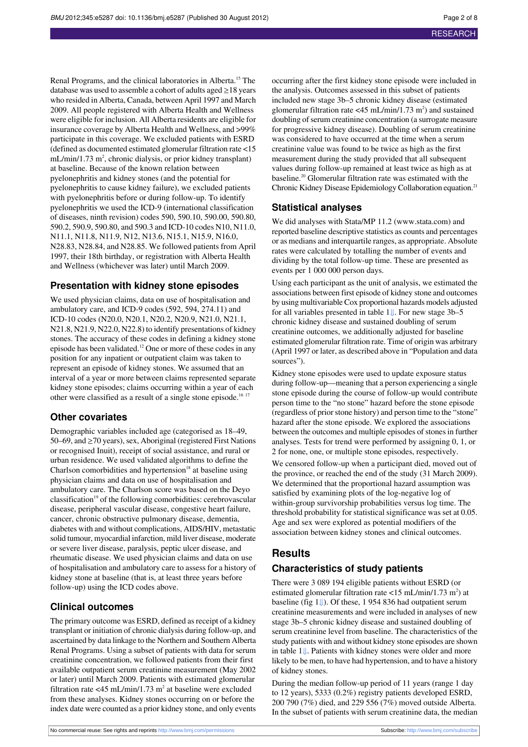Renal Programs, and the clinical laboratories in Alberta.[15] The database was used to assemble a cohort of adults aged ≥18 years who resided in Alberta, Canada, between April 1997 and March 2009. All people registered with Alberta Health and Wellness were eligible for inclusion. All Alberta residents are eligible for insurance coverage by Alberta Health and Wellness, and >99% participate in this coverage. We excluded patients with ESRD (defined as documented estimated glomerular filtration rate <15 mL/min/1.73 $m^2$, chronic dialysis, or prior kidney transplant) at baseline. Because of the known relation between pyelonephritis and kidney stones (and the potential for pyelonephritis to cause kidney failure), we excluded patients with pyelonephritis before or during follow-up. To identify pyelonephritis we used the ICD-9 (international classification of diseases, ninth revision) codes 590, 590.10, 590.00, 590.80, 590.2, 590.9, 590.80, and 590.3 and ICD-10 codes N10, N11.0, N11.1, N11.8, N11.9, N12, N13.6, N15.1, N15.9, N16.0, N28.83, N28.84, and N28.85. We followed patients from April 1997, their 18th birthday, or registration with Alberta Health and Wellness (whichever was later) until March 2009.

## Presentation with kidney stone episodes

We used physician claims, data on use of hospitalisation and ambulatory care, and ICD-9 codes (592, 594, 274.11) and ICD-10 codes (N20.0, N20.1, N20.2, N20.9, N21.0, N21.1, N21.8, N21.9, N22.0, N22.8) to identify presentations of kidney stones. The accuracy of these codes in defining a kidney stone episode has been validated.[12] One or more of these codes in any position for any inpatient or outpatient claim was taken to represent an episode of kidney stones. We assumed that an interval of a year or more between claims represented separate kidney stone episodes; claims occurring within a year of each other were classified as a result of a single stone episode.[16 17]

## Other covariates

Demographic variables included age (categorised as 18–49, 50–69, and ≥70 years), sex, Aboriginal (registered First Nations or recognised Inuit), receipt of social assistance, and rural or urban residence. We used validated algorithms to define the Charlson comorbidities and hypertension[18] at baseline using physician claims and data on use of hospitalisation and ambulatory care. The Charlson score was based on the Deyo classification[19] of the following comorbidities: cerebrovascular disease, peripheral vascular disease, congestive heart failure, cancer, chronic obstructive pulmonary disease, dementia, diabetes with and without complications, AIDS/HIV, metastatic solid tumour, myocardial infarction, mild liver disease, moderate or severe liver disease, paralysis, peptic ulcer disease, and rheumatic disease. We used physician claims and data on use of hospitalisation and ambulatory care to assess for a history of kidney stone at baseline (that is, at least three years before follow-up) using the ICD codes above.

## Clinical outcomes

The primary outcome was ESRD, defined as receipt of a kidney transplant or initiation of chronic dialysis during follow-up, and ascertained by data linkage to the Northern and Southern Alberta Renal Programs. Using a subset of patients with data for serum creatinine concentration, we followed patients from their first available outpatient serum creatinine measurement (May 2002 or later) until March 2009. Patients with estimated glomerular filtration rate <45 mL/min/1.73 $m^2$ at baseline were excluded from these analyses. Kidney stones occurring on or before the index date were counted as a prior kidney stone, and only events occurring after the first kidney stone episode were included in the analysis. Outcomes assessed in this subset of patients included new stage 3b–5 chronic kidney disease (estimated glomerular filtration rate <45 mL/min/1.73 $m^2$) and sustained doubling of serum creatinine concentration (a surrogate measure for progressive kidney disease). Doubling of serum creatinine was considered to have occurred at the time when a serum creatinine value was found to be twice as high as the first measurement during the study provided that all subsequent values during follow-up remained at least twice as high as at baseline.[20] Glomerular filtration rate was estimated with the Chronic Kidney Disease Epidemiology Collaboration equation.[21]

## Statistical analyses

We did analyses with Stata/MP 11.2 (www.stata.com) and reported baseline descriptive statistics as counts and percentages or as medians and interquartile ranges, as appropriate. Absolute rates were calculated by totalling the number of events and dividing by the total follow-up time. These are presented as events per 1 000 000 person days.

Using each participant as the unit of analysis, we estimated the associations between first episode of kidney stone and outcomes by using multivariable Cox proportional hazards models adjusted for all variables presented in table 1. For new stage 3b–5 chronic kidney disease and sustained doubling of serum creatinine outcomes, we additionally adjusted for baseline estimated glomerular filtration rate. Time of origin was arbitrary (April 1997 or later, as described above in "Population and data sources").

Kidney stone episodes were used to update exposure status during follow-up—meaning that a person experiencing a single stone episode during the course of follow-up would contribute person time to the "no stone" hazard before the stone episode (regardless of prior stone history) and person time to the "stone" hazard after the stone episode. We explored the associations between the outcomes and multiple episodes of stones in further analyses. Tests for trend were performed by assigning 0, 1, or 2 for none, one, or multiple stone episodes, respectively.

We censored follow-up when a participant died, moved out of the province, or reached the end of the study (31 March 2009). We determined that the proportional hazard assumption was satisfied by examining plots of the log-negative log of within-group survivorship probabilities versus log time. The threshold probability for statistical significance was set at 0.05. Age and sex were explored as potential modifiers of the association between kidney stones and clinical outcomes.

# Results

## Characteristics of study patients

There were 3 089 194 eligible patients without ESRD (or estimated glomerular filtration rate <15 mL/min/1.73 $m^2$) at baseline (fig 1). Of these, 1 954 836 had outpatient serum creatinine measurements and were included in analyses of new stage 3b–5 chronic kidney disease and sustained doubling of serum creatinine level from baseline. The characteristics of the study patients with and without kidney stone episodes are shown in table 1. Patients with kidney stones were older and more likely to be men, to have had hypertension, and to have a history of kidney stones.

During the median follow-up period of 11 years (range 1 day to 12 years), 5333 (0.2%) registry patients developed ESRD, 200 790 (7%) died, and 229 556 (7%) moved outside Alberta. In the subset of patients with serum creatinine data, the median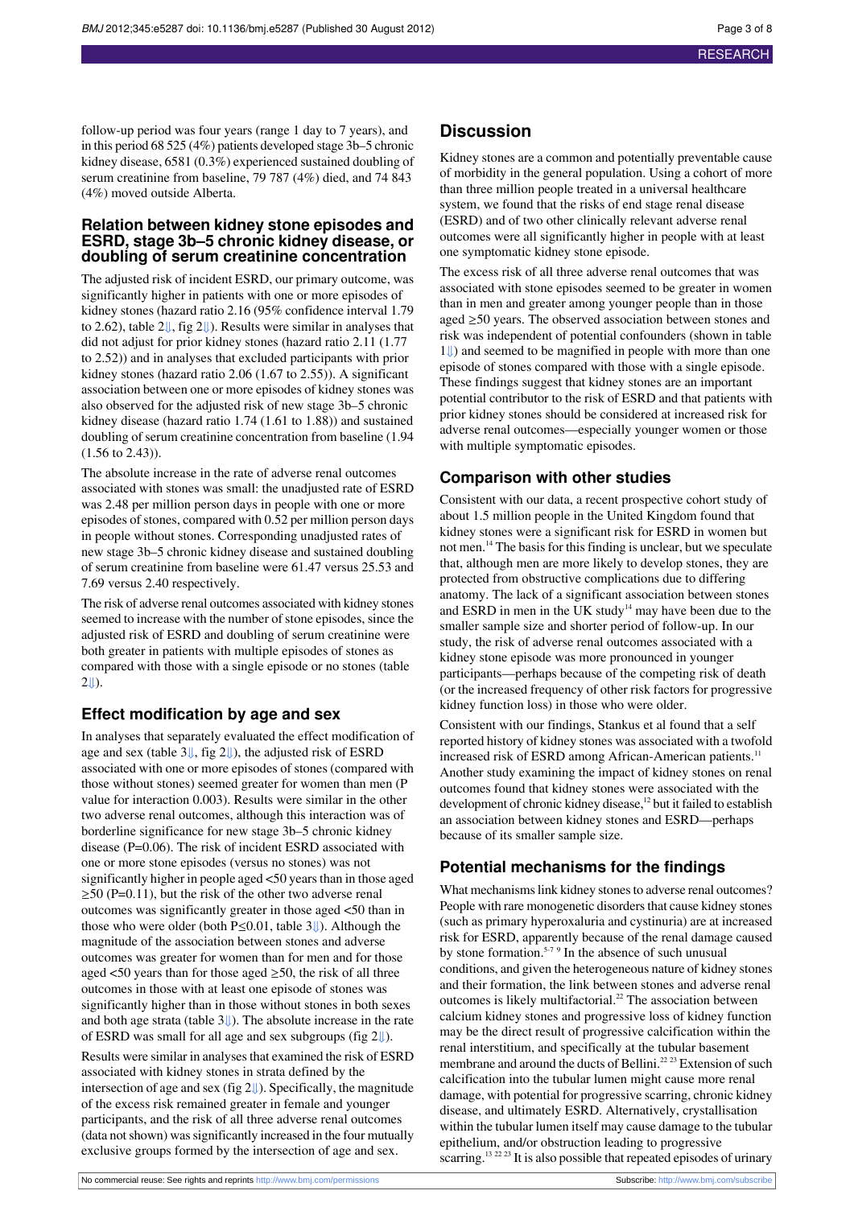follow-up period was four years (range 1 day to 7 years), and in this period 68 525 (4%) patients developed stage 3b–5 chronic kidney disease, 6581 (0.3%) experienced sustained doubling of serum creatinine from baseline, 79 787 (4%) died, and 74 843 (4%) moved outside Alberta.

### Relation between kidney stone episodes and ESRD, stage 3b–5 chronic kidney disease, or doubling of serum creatinine concentration

The adjusted risk of incident ESRD, our primary outcome, was significantly higher in patients with one or more episodes of kidney stones (hazard ratio 2.16 (95% confidence interval 1.79 to 2.62), table 2, fig 2). Results were similar in analyses that did not adjust for prior kidney stones (hazard ratio 2.11 (1.77 to 2.52)) and in analyses that excluded participants with prior kidney stones (hazard ratio 2.06 (1.67 to 2.55)). A significant association between one or more episodes of kidney stones was also observed for the adjusted risk of new stage 3b–5 chronic kidney disease (hazard ratio 1.74 (1.61 to 1.88)) and sustained doubling of serum creatinine concentration from baseline (1.94 (1.56 to 2.43)).

The absolute increase in the rate of adverse renal outcomes associated with stones was small: the unadjusted rate of ESRD was 2.48 per million person days in people with one or more episodes of stones, compared with 0.52 per million person days in people without stones. Corresponding unadjusted rates of new stage 3b–5 chronic kidney disease and sustained doubling of serum creatinine from baseline were 61.47 versus 25.53 and 7.69 versus 2.40 respectively.

The risk of adverse renal outcomes associated with kidney stones seemed to increase with the number of stone episodes, since the adjusted risk of ESRD and doubling of serum creatinine were both greater in patients with multiple episodes of stones as compared with those with a single episode or no stones (table 2).

### Effect modification by age and sex

In analyses that separately evaluated the effect modification of age and sex (table 3, fig 2), the adjusted risk of ESRD associated with one or more episodes of stones (compared with those without stones) seemed greater for women than men (P value for interaction 0.003). Results were similar in the other two adverse renal outcomes, although this interaction was of borderline significance for new stage 3b–5 chronic kidney disease (P=0.06). The risk of incident ESRD associated with one or more stone episodes (versus no stones) was not significantly higher in people aged <50 years than in those aged ≥50 (P=0.11), but the risk of the other two adverse renal outcomes was significantly greater in those aged <50 than in those who were older (both P≤0.01, table 3). Although the magnitude of the association between stones and adverse outcomes was greater for women than for men and for those aged <50 years than for those aged ≥50, the risk of all three outcomes in those with at least one episode of stones was significantly higher than in those without stones in both sexes and both age strata (table 3). The absolute increase in the rate of ESRD was small for all age and sex subgroups (fig 2).

Results were similar in analyses that examined the risk of ESRD associated with kidney stones in strata defined by the intersection of age and sex (fig 2). Specifically, the magnitude of the excess risk remained greater in female and younger participants, and the risk of all three adverse renal outcomes (data not shown) was significantly increased in the four mutually exclusive groups formed by the intersection of age and sex.

## Discussion

Kidney stones are a common and potentially preventable cause of morbidity in the general population. Using a cohort of more than three million people treated in a universal healthcare system, we found that the risks of end stage renal disease (ESRD) and of two other clinically relevant adverse renal outcomes were all significantly higher in people with at least one symptomatic kidney stone episode.

The excess risk of all three adverse renal outcomes that was associated with stone episodes seemed to be greater in women than in men and greater among younger people than in those aged ≥50 years. The observed association between stones and risk was independent of potential confounders (shown in table 1) and seemed to be magnified in people with more than one episode of stones compared with those with a single episode. These findings suggest that kidney stones are an important potential contributor to the risk of ESRD and that patients with prior kidney stones should be considered at increased risk for adverse renal outcomes—especially younger women or those with multiple symptomatic episodes.

### Comparison with other studies

Consistent with our data, a recent prospective cohort study of about 1.5 million people in the United Kingdom found that kidney stones were a significant risk for ESRD in women but not men.[14] The basis for this finding is unclear, but we speculate that, although men are more likely to develop stones, they are protected from obstructive complications due to differing anatomy. The lack of a significant association between stones and ESRD in men in the UK study[14] may have been due to the smaller sample size and shorter period of follow-up. In our study, the risk of adverse renal outcomes associated with a kidney stone episode was more pronounced in younger participants—perhaps because of the competing risk of death (or the increased frequency of other risk factors for progressive kidney function loss) in those who were older.

Consistent with our findings, Stankus et al found that a self reported history of kidney stones was associated with a twofold increased risk of ESRD among African-American patients.[11] Another study examining the impact of kidney stones on renal outcomes found that kidney stones were associated with the development of chronic kidney disease,[12] but it failed to establish an association between kidney stones and ESRD—perhaps because of its smaller sample size.

### Potential mechanisms for the findings

What mechanisms link kidney stones to adverse renal outcomes? People with rare monogenetic disorders that cause kidney stones (such as primary hyperoxaluria and cystinuria) are at increased risk for ESRD, apparently because of the renal damage caused by stone formation.[5-7 9] In the absence of such unusual conditions, and given the heterogeneous nature of kidney stones and their formation, the link between stones and adverse renal outcomes is likely multifactorial.[22] The association between calcium kidney stones and progressive loss of kidney function may be the direct result of progressive calcification within the renal interstitium, and specifically at the tubular basement membrane and around the ducts of Bellini.[22 23] Extension of such calcification into the tubular lumen might cause more renal damage, with potential for progressive scarring, chronic kidney disease, and ultimately ESRD. Alternatively, crystallisation within the tubular lumen itself may cause damage to the tubular epithelium, and/or obstruction leading to progressive scarring.[13 22 23] It is also possible that repeated episodes of urinary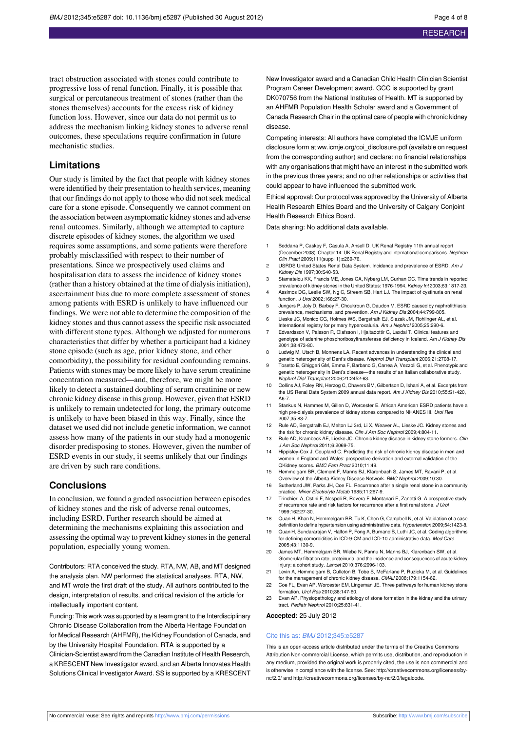tract obstruction associated with stones could contribute to progressive loss of renal function. Finally, it is possible that surgical or percutaneous treatment of stones (rather than the stones themselves) accounts for the excess risk of kidney function loss. However, since our data do not permit us to address the mechanism linking kidney stones to adverse renal outcomes, these speculations require confirmation in future mechanistic studies.

## Limitations

Our study is limited by the fact that people with kidney stones were identified by their presentation to health services, meaning that our findings do not apply to those who did not seek medical care for a stone episode. Consequently we cannot comment on the association between asymptomatic kidney stones and adverse renal outcomes. Similarly, although we attempted to capture discrete episodes of kidney stones, the algorithm we used requires some assumptions, and some patients were therefore probably misclassified with respect to their number of presentations. Since we prospectively used claims and hospitalisation data to assess the incidence of kidney stones (rather than a history obtained at the time of dialysis initiation), ascertainment bias due to more complete assessment of stones among patients with ESRD is unlikely to have influenced our findings. We were not able to determine the composition of the kidney stones and thus cannot assess the specific risk associated with different stone types. Although we adjusted for numerous characteristics that differ by whether a participant had a kidney stone episode (such as age, prior kidney stone, and other comorbidity), the possibility for residual confounding remains. Patients with stones may be more likely to have serum creatinine concentration measured—and, therefore, we might be more likely to detect a sustained doubling of serum creatinine or new chronic kidney disease in this group. However, given that ESRD is unlikely to remain undetected for long, the primary outcome is unlikely to have been biased in this way. Finally, since the dataset we used did not include genetic information, we cannot assess how many of the patients in our study had a monogenic disorder predisposing to stones. However, given the number of ESRD events in our study, it seems unlikely that our findings are driven by such rare conditions.

## Conclusions

In conclusion, we found a graded association between episodes of kidney stones and the risk of adverse renal outcomes, including ESRD. Further research should be aimed at determining the mechanisms explaining this association and assessing the optimal way to prevent kidney stones in the general population, especially young women.

Contributors: RTA conceived the study. RTA, NW, AB, and MT designed the analysis plan. NW performed the statistical analyses. RTA, NW, and MT wrote the first draft of the study. All authors contributed to the design, interpretation of results, and critical revision of the article for intellectually important content.

Funding: This work was supported by a team grant to the Interdisciplinary Chronic Disease Collaboration from the Alberta Heritage Foundation for Medical Research (AHFMR), the Kidney Foundation of Canada, and by the University Hospital Foundation. RTA is supported by a Clinician-Scientist award from the Canadian Institute of Health Research, a KRESCENT New Investigator award, and an Alberta Innovates Health Solutions Clinical Investigator Award. SS is supported by a KRESCENT New Investigator award and a Canadian Child Health Clinician Scientist Program Career Development award. GCC is supported by grant DK070756 from the National Institutes of Health. MT is supported by an AHFMR Population Health Scholar award and a Government of Canada Research Chair in the optimal care of people with chronic kidney disease.

Competing interests: All authors have completed the ICMJE uniform disclosure form at ww.icmje.org/coi_disclosure.pdf (available on request from the corresponding author) and declare: no financial relationships with any organisations that might have an interest in the submitted work in the previous three years; and no other relationships or activities that could appear to have influenced the submitted work.

Ethical approval: Our protocol was approved by the University of Alberta Health Research Ethics Board and the University of Calgary Conjoint Health Research Ethics Board.

Data sharing: No additional data available.

1. Boddana P, Caskey F, Casula A, Ansell D. UK Renal Registry 11th annual report (December 2008). Chapter 14: UK Renal Registry and international comparisons. *Nephron Clin Pract* 2009;111(suppl 1):c269-76.
2. USRDS United States Renal Data System. Incidence and prevalence of ESRD. *Am J Kidney Dis* 1997;30:S40-53.
3. Stamatelou KK, Francis ME, Jones CA, Nyberg LM, Curhan GC. Time trends in reported prevalence of kidney stones in the United States: 1976-1994. *Kidney Int* 2003;63:1817-23.
4. Assimos DG, Leslie SW, Ng C, Streem SB, Hart LJ. The impact of cystinuria on renal function. *J Urol* 2002;168:27-30.
5. Jungers P, Joly D, Barbey F, Choukroun G, Daudon M. ESRD caused by nephrolithiasis: prevalence, mechanisms, and prevention. *Am J Kidney Dis* 2004;44:799-805.
6. Lieske JC, Monico CG, Holmes WS, Bergstralh EJ, Slezak JM, Rohlinger AL, et al. International registry for primary hyperoxaluria. *Am J Nephrol* 2005;25:290-6.
7. Edvardsson V, Palsson R, Olafsson I, Hjaltadottir G, Laxdal T. Clinical features and genotype of adenine phosphoribosyltransferase deficiency in Iceland. *Am J Kidney Dis* 2001;38:473-80.
8. Ludwig M, Utsch B, Monnens LA. Recent advances in understanding the clinical and genetic heterogeneity of Dent's disease. *Nephrol Dial Transplant* 2006;21:2708-17.
9. Tosetto E, Ghiggeri GM, Emma F, Barbano G, Carrea A, Vezzoli G, et al. Phenotypic and genetic heterogeneity in Dent's disease—the results of an Italian collaborative study. *Nephrol Dial Transplant* 2006;21:2452-63.
10. Collins AJ, Foley RN, Herzog C, Chavers BM, Gilbertson D, Ishani A, et al. Excerpts from the US Renal Data System 2009 annual data report. *Am J Kidney Dis* 2010;55:S1-420, A6-7.
11. Stankus N, Hammes M, Gillen D, Worcester E. African American ESRD patients have a high pre-dialysis prevalence of kidney stones compared to NHANES III. *Urol Res* 2007;35:83-7.
12. Rule AD, Bergstralh EJ, Melton LJ 3rd, Li X, Weaver AL, Lieske JC. Kidney stones and the risk for chronic kidney disease. *Clin J Am Soc Nephrol* 2009;4:804-11.
13. Rule AD, Krambeck AE, Lieske JC. Chronic kidney disease in kidney stone formers. *Clin J Am Soc Nephrol* 2011;6:2069-75.
14. Hippisley-Cox J, Coupland C. Predicting the risk of chronic kidney disease in men and women in England and Wales: prospective derivation and external validation of the QKidney scores. *BMC Fam Pract* 2010;11:49.
15. Hemmelgarn BR, Clement F, Manns BJ, Klarenbach S, James MT, Ravani P, et al. Overview of the Alberta Kidney Disease Network. *BMC Nephrol* 2009;10:30.
16. Sutherland JW, Parks JH, Coe FL. Recurrence after a single renal stone in a community practice. *Miner Electrolyte Metab* 1985;11:267-9.
17. Trinchieri A, Ostini F, Nespoli R, Rovera F, Montanari E, Zanetti G. A prospective study of recurrence rate and risk factors for recurrence after a first renal stone. *J Urol* 1999;162:27-30.
18. Quan H, Khan N, Hemmelgarn BR, Tu K, Chen G, Campbell N, et al. Validation of a case definition to define hypertension using administrative data. *Hypertension* 2009;54:1423-8.
19. Quan H, Sundararajan V, Halfon P, Fong A, Burnand B, Luthi JC, et al. Coding algorithms for defining comorbidities in ICD-9-CM and ICD-10 administrative data. *Med Care* 2005;43:1130-9.
20. James MT, Hemmelgarn BR, Wiebe N, Pannu N, Manns BJ, Klarenbach SW, et al. Glomerular filtration rate, proteinuria, and the incidence and consequences of acute kidney injury: a cohort study. *Lancet* 2010;376:2096-103.
21. Levin A, Hemmelgarn B, Culleton B, Tobe S, McFarlane P, Ruzicka M, et al. Guidelines for the management of chronic kidney disease. *CMAJ* 2008;179:1154-62.
22. Coe FL, Evan AP, Worcester EM, Lingeman JE. Three pathways for human kidney stone formation. *Urol Res* 2010;38:147-60.
23. Evan AP. Physiopathology and etiology of stone formation in the kidney and the urinary tract. *Pediatr Nephrol* 2010;25:831-41.

**Accepted:** 25 July 2012

Cite this as: *BMJ* 2012;345:e5287

This is an open-access article distributed under the terms of the Creative Commons Attribution Non-commercial License, which permits use, distribution, and reproduction in any medium, provided the original work is properly cited, the use is non commercial and is otherwise in compliance with the license. See: http://creativecommons.org/licenses/by-nc/2.0/ and http://creativecommons.org/licenses/by-nc/2.0/legalcode.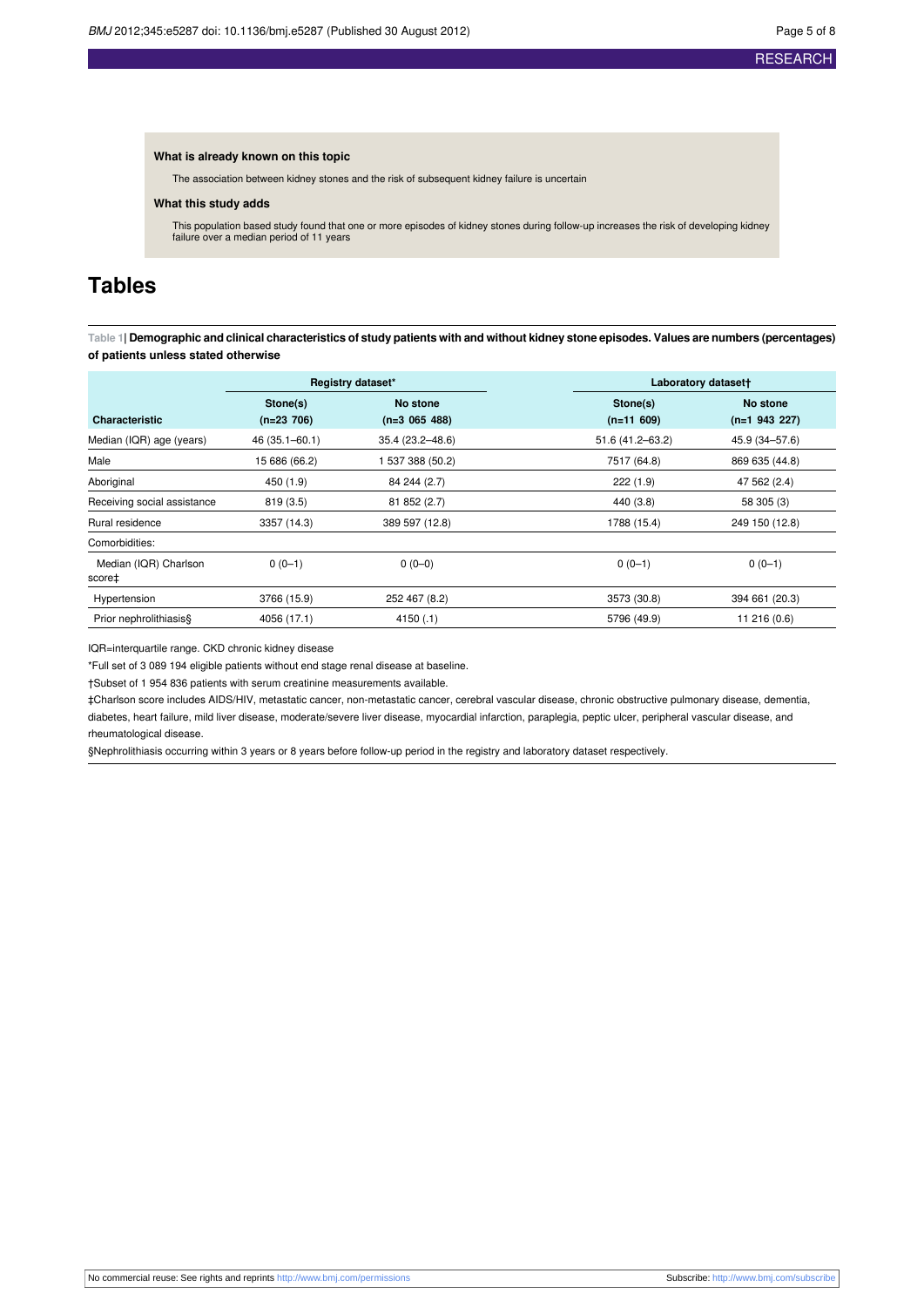### What is already known on this topic

The association between kidney stones and the risk of subsequent kidney failure is uncertain

### What this study adds

This population based study found that one or more episodes of kidney stones during follow-up increases the risk of developing kidney failure over a median period of 11 years

# Tables

**Table 1| Demographic and clinical characteristics of study patients with and without kidney stone episodes. Values are numbers (percentages) of patients unless stated otherwise**

| | Registry dataset* | | Laboratory dataset† | |
|---|---|---|---|---|
| **Characteristic** | **Stone(s) (n=23 706)** | **No stone (n=3 065 488)** | **Stone(s) (n=11 609)** | **No stone (n=1 943 227)** |
| Median (IQR) age (years) | 46 (35.1–60.1) | 35.4 (23.2–48.6) | 51.6 (41.2–63.2) | 45.9 (34–57.6) |
| Male | 15 686 (66.2) | 1 537 388 (50.2) | 7517 (64.8) | 869 635 (44.8) |
| Aboriginal | 450 (1.9) | 84 244 (2.7) | 222 (1.9) | 47 562 (2.4) |
| Receiving social assistance | 819 (3.5) | 81 852 (2.7) | 440 (3.8) | 58 305 (3) |
| Rural residence | 3357 (14.3) | 389 597 (12.8) | 1788 (15.4) | 249 150 (12.8) |
| Comorbidities: | | | | |
| Median (IQR) Charlson score‡ | 0 (0–1) | 0 (0–0) | 0 (0–1) | 0 (0–1) |
| Hypertension | 3766 (15.9) | 252 467 (8.2) | 3573 (30.8) | 394 661 (20.3) |
| Prior nephrolithiasis§ | 4056 (17.1) | 4150 (.1) | 5796 (49.9) | 11 216 (0.6) |

IQR=interquartile range. CKD chronic kidney disease

*Full set of 3 089 194 eligible patients without end stage renal disease at baseline.

†Subset of 1 954 836 patients with serum creatinine measurements available.

‡Charlson score includes AIDS/HIV, metastatic cancer, non-metastatic cancer, cerebral vascular disease, chronic obstructive pulmonary disease, dementia, diabetes, heart failure, mild liver disease, moderate/severe liver disease, myocardial infarction, paraplegia, peptic ulcer, peripheral vascular disease, and rheumatological disease.

§Nephrolithiasis occurring within 3 years or 8 years before follow-up period in the registry and laboratory dataset respectively.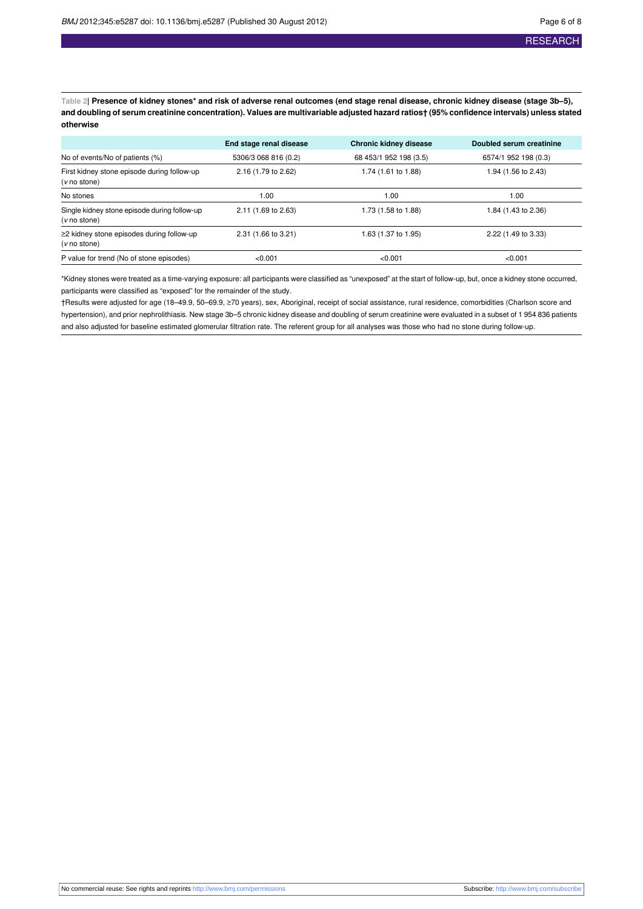**Table 2| Presence of kidney stones* and risk of adverse renal outcomes (end stage renal disease, chronic kidney disease (stage 3b–5), and doubling of serum creatinine concentration). Values are multivariable adjusted hazard ratios† (95% confidence intervals) unless stated otherwise**

| | End stage renal disease | Chronic kidney disease | Doubled serum creatinine |
|---|---|---|---|
| No of events/No of patients (%) | 5306/3 068 816 (0.2) | 68 453/1 952 198 (3.5) | 6574/1 952 198 (0.3) |
| First kidney stone episode during follow-up (*v* no stone) | 2.16 (1.79 to 2.62) | 1.74 (1.61 to 1.88) | 1.94 (1.56 to 2.43) |
| No stones | 1.00 | 1.00 | 1.00 |
| Single kidney stone episode during follow-up (*v* no stone) | 2.11 (1.69 to 2.63) | 1.73 (1.58 to 1.88) | 1.84 (1.43 to 2.36) |
| ≥2 kidney stone episodes during follow-up (*v* no stone) | 2.31 (1.66 to 3.21) | 1.63 (1.37 to 1.95) | 2.22 (1.49 to 3.33) |
| P value for trend (No of stone episodes) | <0.001 | <0.001 | <0.001 |

*Kidney stones were treated as a time-varying exposure: all participants were classified as "unexposed" at the start of follow-up, but, once a kidney stone occurred, participants were classified as "exposed" for the remainder of the study.

†Results were adjusted for age (18–49.9, 50–69.9, ≥70 years), sex, Aboriginal, receipt of social assistance, rural residence, comorbidities (Charlson score and hypertension), and prior nephrolithiasis. New stage 3b–5 chronic kidney disease and doubling of serum creatinine were evaluated in a subset of 1 954 836 patients and also adjusted for baseline estimated glomerular filtration rate. The referent group for all analyses was those who had no stone during follow-up.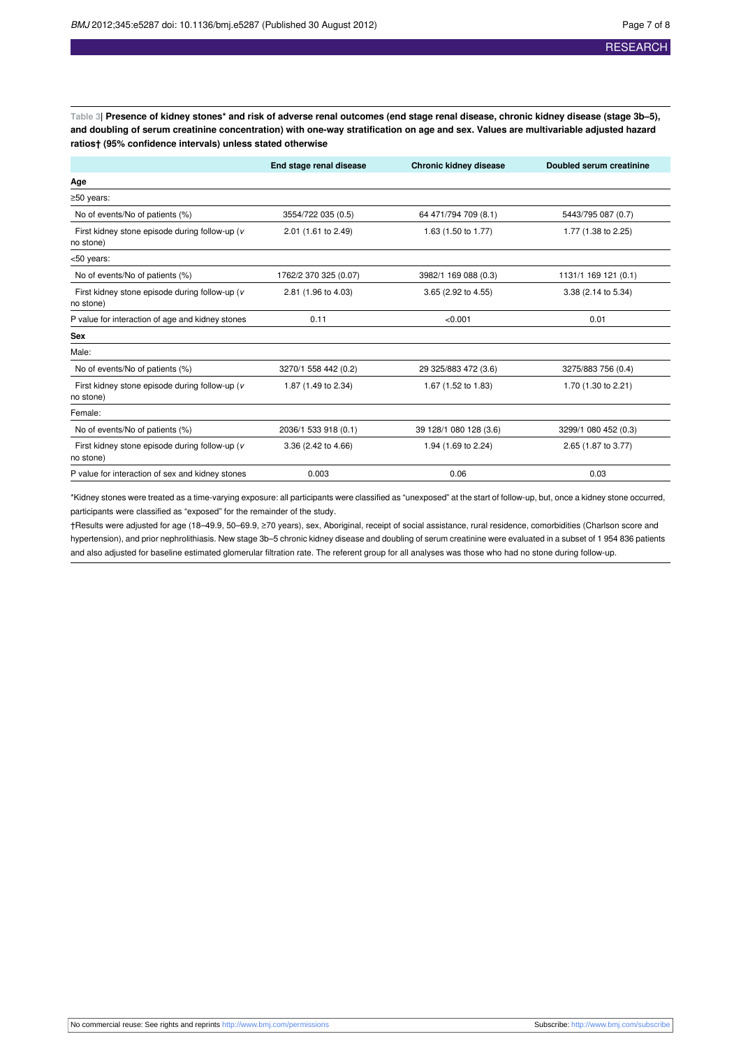**Table 3| Presence of kidney stones* and risk of adverse renal outcomes (end stage renal disease, chronic kidney disease (stage 3b–5), and doubling of serum creatinine concentration) with one-way stratification on age and sex. Values are multivariable adjusted hazard ratios† (95% confidence intervals) unless stated otherwise**

| | End stage renal disease | Chronic kidney disease | Doubled serum creatinine |
|---|---|---|---|
| **Age** | | | |
| ≥50 years: | | | |
| No of events/No of patients (%) | 3554/722 035 (0.5) | 64 471/794 709 (8.1) | 5443/795 087 (0.7) |
| First kidney stone episode during follow-up (*v* no stone) | 2.01 (1.61 to 2.49) | 1.63 (1.50 to 1.77) | 1.77 (1.38 to 2.25) |
| <50 years: | | | |
| No of events/No of patients (%) | 1762/2 370 325 (0.07) | 3982/1 169 088 (0.3) | 1131/1 169 121 (0.1) |
| First kidney stone episode during follow-up (*v* no stone) | 2.81 (1.96 to 4.03) | 3.65 (2.92 to 4.55) | 3.38 (2.14 to 5.34) |
| P value for interaction of age and kidney stones | 0.11 | <0.001 | 0.01 |
| **Sex** | | | |
| Male: | | | |
| No of events/No of patients (%) | 3270/1 558 442 (0.2) | 29 325/883 472 (3.6) | 3275/883 756 (0.4) |
| First kidney stone episode during follow-up (*v* no stone) | 1.87 (1.49 to 2.34) | 1.67 (1.52 to 1.83) | 1.70 (1.30 to 2.21) |
| Female: | | | |
| No of events/No of patients (%) | 2036/1 533 918 (0.1) | 39 128/1 080 128 (3.6) | 3299/1 080 452 (0.3) |
| First kidney stone episode during follow-up (*v* no stone) | 3.36 (2.42 to 4.66) | 1.94 (1.69 to 2.24) | 2.65 (1.87 to 3.77) |
| P value for interaction of sex and kidney stones | 0.003 | 0.06 | 0.03 |

*Kidney stones were treated as a time-varying exposure: all participants were classified as "unexposed" at the start of follow-up, but, once a kidney stone occurred, participants were classified as "exposed" for the remainder of the study.

†Results were adjusted for age (18–49.9, 50–69.9, ≥70 years), sex, Aboriginal, receipt of social assistance, rural residence, comorbidities (Charlson score and hypertension), and prior nephrolithiasis. New stage 3b–5 chronic kidney disease and doubling of serum creatinine were evaluated in a subset of 1 954 836 patients and also adjusted for baseline estimated glomerular filtration rate. The referent group for all analyses was those who had no stone during follow-up.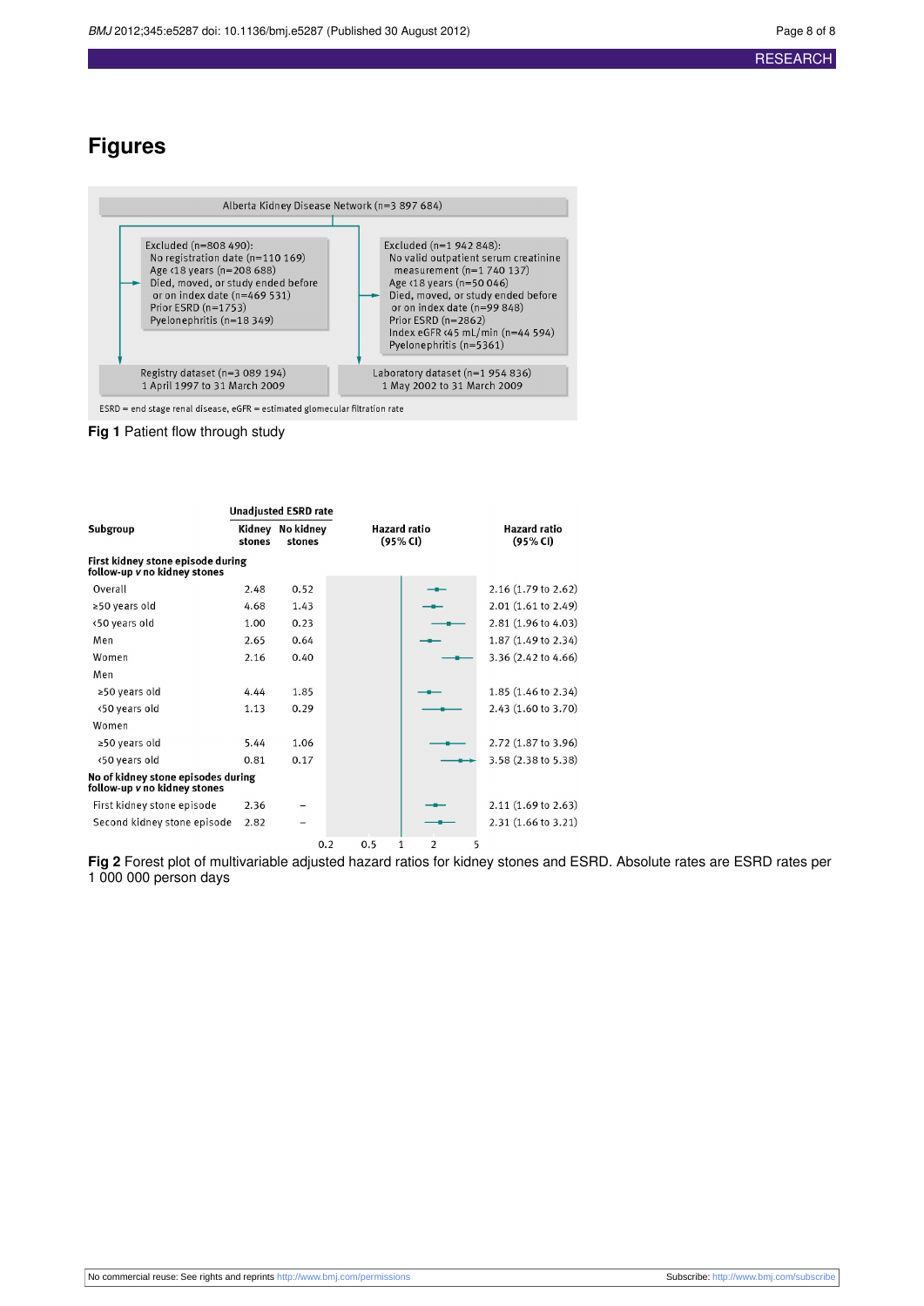# Figures

Alberta Kidney Disease Network (n=3 897 684)

Excluded (n=808 490):
No registration date (n=110 169)
Age <18 years (n=208 688)
Died, moved, or study ended before or on index date (n=469 531)
Prior ESRD (n=1753)
Pyelonephritis (n=18 349)

Excluded (n=1 942 848):
No valid outpatient serum creatinine measurement (n=1 740 137)
Age <18 years (n=50 046)
Died, moved, or study ended before or on index date (n=99 848)
Prior ESRD (n=2862)
Index eGFR <45 mL/min (n=44 594)
Pyelonephritis (n=5361)

Registry dataset (n=3 089 194)
1 April 1997 to 31 March 2009

Laboratory dataset (n=1 954 836)
1 May 2002 to 31 March 2009

ESRD = end stage renal disease, eGFR = estimated glomerular filtration rate

**Fig 1** Patient flow through study

Subgroup
Unadjusted ESRD rate
Kidney stones
No kidney stones
Hazard ratio (95% CI)
Hazard ratio (95% CI)

First kidney stone episode during follow-up *v* no kidney stones
Overall 2.48 0.52 2.16 (1.79 to 2.62)
≥50 years old 4.68 1.43 2.01 (1.61 to 2.49)
<50 years old 1.00 0.23 2.81 (1.96 to 4.03)
Men 2.65 0.64 1.87 (1.49 to 2.34)
Women 2.16 0.40 3.36 (2.42 to 4.66)
Men
≥50 years old 4.44 1.85 1.85 (1.46 to 2.34)
<50 years old 1.13 0.29 2.43 (1.60 to 3.70)
Women
≥50 years old 5.44 1.06 2.72 (1.87 to 3.96)
<50 years old 0.81 0.17 3.58 (2.38 to 5.38)

No of kidney stone episodes during follow-up *v* no kidney stones
First kidney stone episode 2.36 – 2.11 (1.69 to 2.63)
Second kidney stone episode 2.82 – 2.31 (1.66 to 3.21)

0.2 0.5 1 2 5

**Fig 2** Forest plot of multivariable adjusted hazard ratios for kidney stones and ESRD. Absolute rates are ESRD rates per 1 000 000 person days